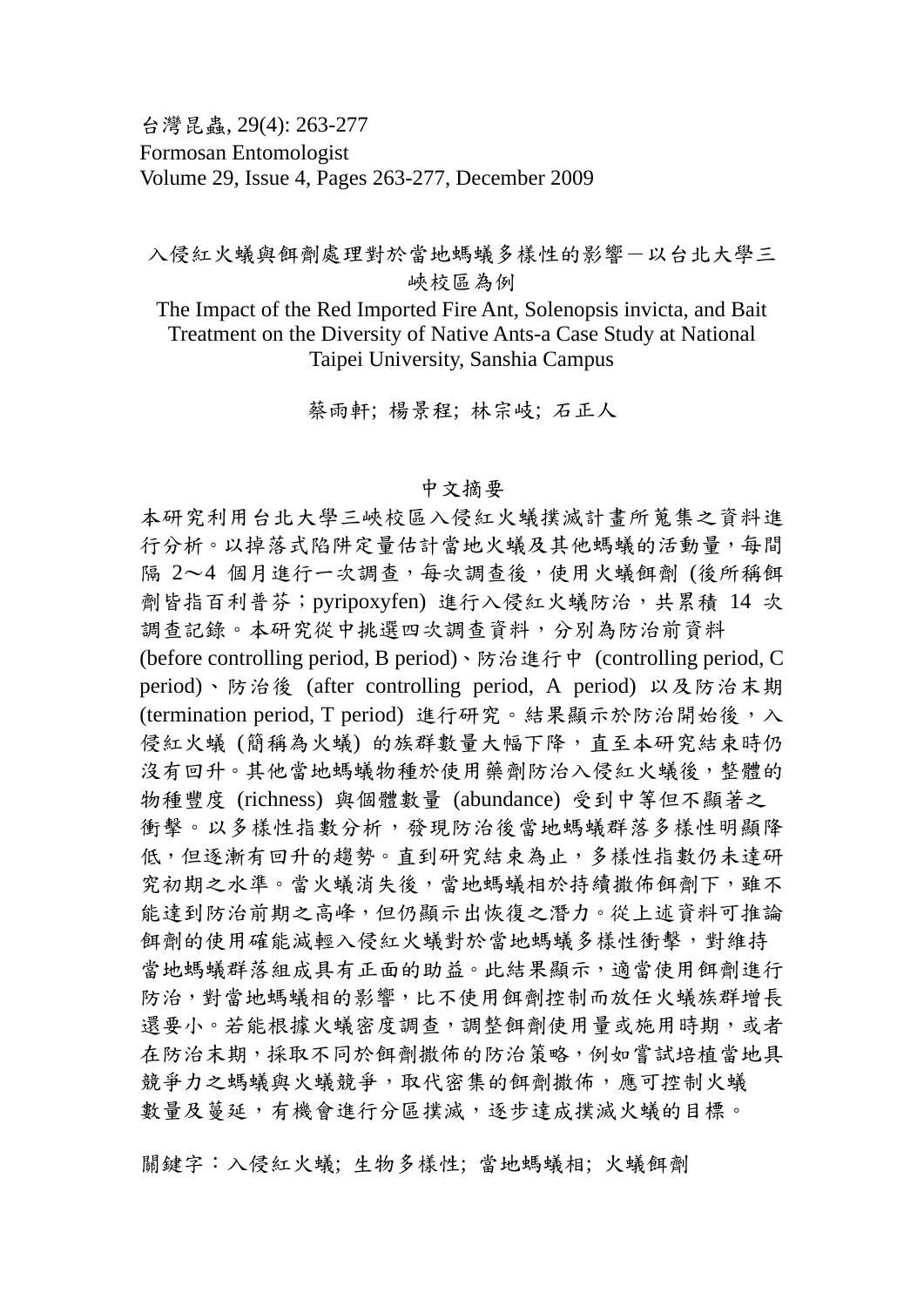台灣昆蟲, 29(4): 263-277
Formosan Entomologist
Volume 29, Issue 4, Pages 263-277, December 2009

# 入侵紅火蟻與餌劑處理對於當地螞蟻多樣性的影響－以台北大學三峽校區為例

# The Impact of the Red Imported Fire Ant, Solenopsis invicta, and Bait Treatment on the Diversity of Native Ants-a Case Study at National Taipei University, Sanshia Campus

蔡雨軒; 楊景程; 林宗岐; 石正人

## 中文摘要

本研究利用台北大學三峽校區入侵紅火蟻撲滅計畫所蒐集之資料進行分析。以掉落式陷阱定量估計當地火蟻及其他螞蟻的活動量，每間隔 2～4 個月進行一次調查，每次調查後，使用火蟻餌劑 (後所稱餌劑皆指百利普芬；pyripoxyfen) 進行入侵紅火蟻防治，共累積 14 次調查記錄。本研究從中挑選四次調查資料，分別為防治前資料 (before controlling period, B period)、防治進行中 (controlling period, C period)、防治後 (after controlling period, A period) 以及防治末期 (termination period, T period) 進行研究。結果顯示於防治開始後，入侵紅火蟻 (簡稱為火蟻) 的族群數量大幅下降，直至本研究結束時仍沒有回升。其他當地螞蟻物種於使用藥劑防治入侵紅火蟻後，整體的物種豐度 (richness) 與個體數量 (abundance) 受到中等但不顯著之衝擊。以多樣性指數分析，發現防治後當地螞蟻群落多樣性明顯降低，但逐漸有回升的趨勢。直到研究結束為止，多樣性指數仍未達研究初期之水準。當火蟻消失後，當地螞蟻相於持續撒佈餌劑下，雖不能達到防治前期之高峰，但仍顯示出恢復之潛力。從上述資料可推論餌劑的使用確能減輕入侵紅火蟻對於當地螞蟻多樣性衝擊，對維持當地螞蟻群落組成具有正面的助益。此結果顯示，適當使用餌劑進行防治，對當地螞蟻相的影響，比不使用餌劑控制而放任火蟻族群增長還要小。若能根據火蟻密度調查，調整餌劑使用量或施用時期，或者在防治末期，採取不同於餌劑撒佈的防治策略，例如嘗試培植當地具競爭力之螞蟻與火蟻競爭，取代密集的餌劑撒佈，應可控制火蟻數量及蔓延，有機會進行分區撲滅，逐步達成撲滅火蟻的目標。

關鍵字：入侵紅火蟻; 生物多樣性; 當地螞蟻相; 火蟻餌劑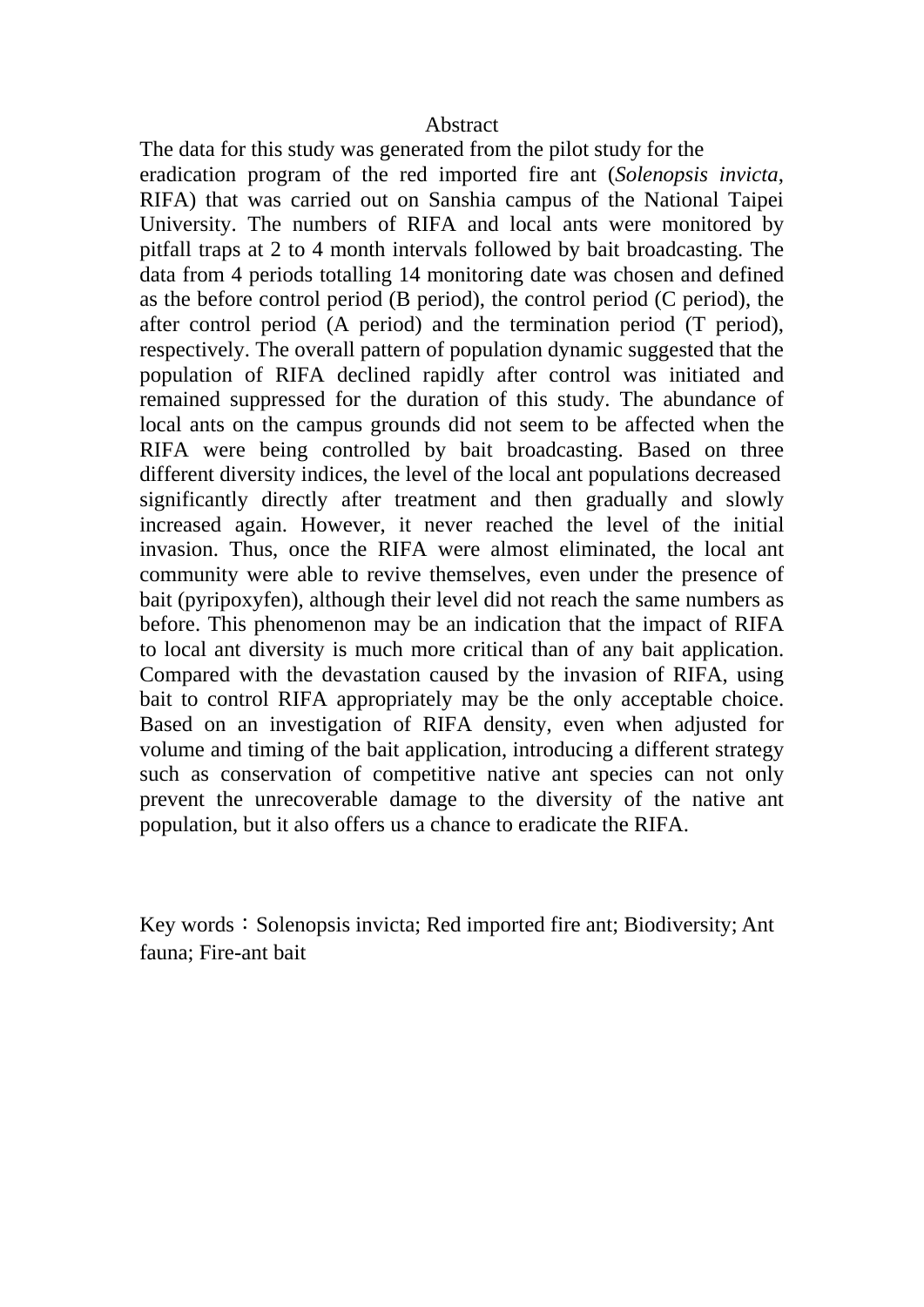# Abstract

The data for this study was generated from the pilot study for the eradication program of the red imported fire ant (*Solenopsis invicta*, RIFA) that was carried out on Sanshia campus of the National Taipei University. The numbers of RIFA and local ants were monitored by pitfall traps at 2 to 4 month intervals followed by bait broadcasting. The data from 4 periods totalling 14 monitoring date was chosen and defined as the before control period (B period), the control period (C period), the after control period (A period) and the termination period (T period), respectively. The overall pattern of population dynamic suggested that the population of RIFA declined rapidly after control was initiated and remained suppressed for the duration of this study. The abundance of local ants on the campus grounds did not seem to be affected when the RIFA were being controlled by bait broadcasting. Based on three different diversity indices, the level of the local ant populations decreased significantly directly after treatment and then gradually and slowly increased again. However, it never reached the level of the initial invasion. Thus, once the RIFA were almost eliminated, the local ant community were able to revive themselves, even under the presence of bait (pyripoxyfen), although their level did not reach the same numbers as before. This phenomenon may be an indication that the impact of RIFA to local ant diversity is much more critical than of any bait application. Compared with the devastation caused by the invasion of RIFA, using bait to control RIFA appropriately may be the only acceptable choice. Based on an investigation of RIFA density, even when adjusted for volume and timing of the bait application, introducing a different strategy such as conservation of competitive native ant species can not only prevent the unrecoverable damage to the diversity of the native ant population, but it also offers us a chance to eradicate the RIFA.

Key words：Solenopsis invicta; Red imported fire ant; Biodiversity; Ant fauna; Fire-ant bait